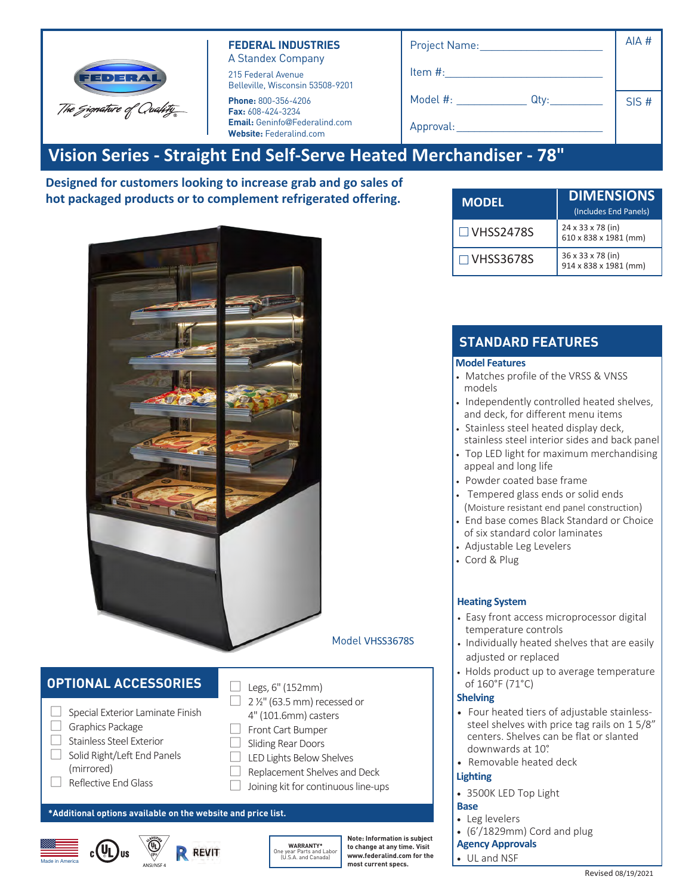**FEDERAL INDUSTRIES**
A Standex Company

215 Federal Avenue
Belleville, Wisconsin 53508-9201

**Phone:** 800-356-4206
**Fax:** 608-424-3234
**Email:** Geninfo@Federalind.com
**Website:** Federalind.com

| Project Name: ____________________ | AIA # |
|---|---|
| Item #: ____________________ | |
| Model #: ____________ Qty: ________ | SIS # |
| Approval: ____________________ | |

# Vision Series - Straight End Self-Serve Heated Merchandiser - 78"

**Designed for customers looking to increase grab and go sales of hot packaged products or to complement refrigerated offering.**

Model VHSS3678S

| MODEL | DIMENSIONS (Includes End Panels) |
|---|---|
| ☐ VHSS2478S | 24 x 33 x 78 (in) 610 x 838 x 1981 (mm) |
| ☐ VHSS3678S | 36 x 33 x 78 (in) 914 x 838 x 1981 (mm) |

## STANDARD FEATURES

### Model Features

- Matches profile of the VRSS & VNSS models
- Independently controlled heated shelves, and deck, for different menu items
- Stainless steel heated display deck, stainless steel interior sides and back panel
- Top LED light for maximum merchandising appeal and long life
- Powder coated base frame
- Tempered glass ends or solid ends (Moisture resistant end panel construction)
- End base comes Black Standard or Choice of six standard color laminates
- Adjustable Leg Levelers
- Cord & Plug

### Heating System

- Easy front access microprocessor digital temperature controls
- Individually heated shelves that are easily adjusted or replaced
- Holds product up to average temperature of 160°F (71°C)

### Shelving

- Four heated tiers of adjustable stainless-steel shelves with price tag rails on 1 5/8" centers. Shelves can be flat or slanted downwards at 10°
- Removable heated deck

### Lighting

- 3500K LED Top Light

### Base

- Leg levelers
- (6'/1829mm) Cord and plug

### Agency Approvals

- UL and NSF

## OPTIONAL ACCESSORIES

- ☐ Special Exterior Laminate Finish
- ☐ Graphics Package
- ☐ Stainless Steel Exterior
- ☐ Solid Right/Left End Panels (mirrored)
- ☐ Reflective End Glass
- ☐ Legs, 6" (152mm)
- ☐ 2 ½" (63.5 mm) recessed or 4" (101.6mm) casters
- ☐ Front Cart Bumper
- ☐ Sliding Rear Doors
- ☐ LED Lights Below Shelves
- ☐ Replacement Shelves and Deck
- ☐ Joining kit for continuous line-ups

**\*Additional options available on the website and price list.**

Made in America | cULus | ANSI/NSF 4 | REVIT

**WARRANTY\***
One year Parts and Labor (U.S.A. and Canada)

**Note: Information is subject to change at any time. Visit www.federalind.com for the most current specs.**

Revised 08/19/2021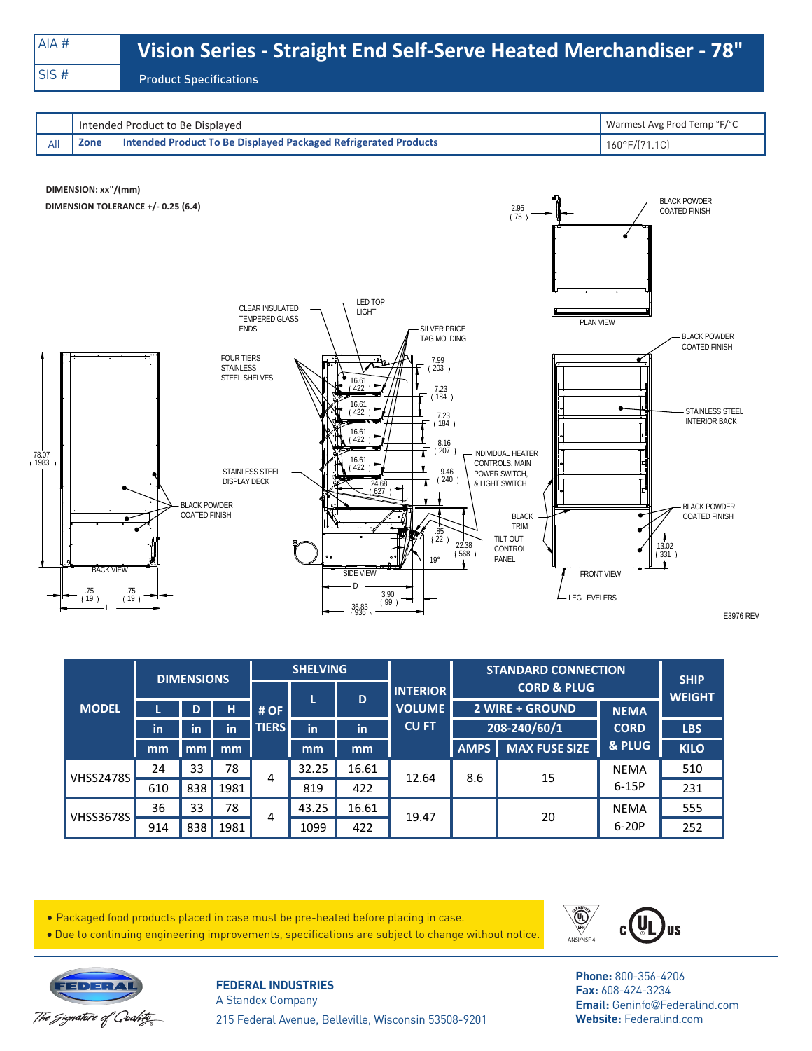| AIA # | Vision Series - Straight End Self-Serve Heated Merchandiser - 78" |
|---|---|
| SIS # | Product Specifications |

| | Intended Product to Be Displayed | Warmest Avg Prod Temp °F/°C |
|---|---|---|
| All | **Zone** **Intended Product To Be Displayed Packaged Refrigerated Products** | 160°F/(71.1C) |

**DIMENSION: xx"/(mm)**

**DIMENSION TOLERANCE +/- 0.25 (6.4)**

2.95 ( 75 )
BLACK POWDER COATED FINISH
PLAN VIEW

CLEAR INSULATED TEMPERED GLASS ENDS
LED TOP LIGHT
SILVER PRICE TAG MOLDING
FOUR TIERS STAINLESS STEEL SHELVES
7.99 ( 203 )
16.61 ( 422 )
7.23 ( 184 )
16.61 ( 422 )
7.23 ( 184 )
16.61 ( 422 )
8.16 ( 207 )
16.61 ( 422 )
INDIVIDUAL HEATER CONTROLS, MAIN POWER SWITCH, & LIGHT SWITCH
STAINLESS STEEL DISPLAY DECK
9.46 ( 240 )
24.68 ( 627 )
78.07 ( 1983 )
BLACK POWDER COATED FINISH
BLACK TRIM
.85 ( 22 )
22.38 ( 568 )
TILT OUT CONTROL PANEL
19°
BACK VIEW
SIDE VIEW
.75 ( 19 )
.75 ( 19 )
L
D
3.90 ( 99 )
36.83 ( 936 )
BLACK POWDER COATED FINISH
STAINLESS STEEL INTERIOR BACK
BLACK POWDER COATED FINISH
13.02 ( 331 )
FRONT VIEW
LEG LEVELERS
E3976 REV

| MODEL | DIMENSIONS | | | SHELVING | | | INTERIOR VOLUME CU FT | STANDARD CONNECTION CORD & PLUG | | | SHIP WEIGHT |
|---|---|---|---|---|---|---|---|---|---|---|---|
| | L | D | H | # OF TIERS | L | D | | 2 WIRE + GROUND | | NEMA CORD & PLUG | |
| | in | in | in | | in | in | | 208-240/60/1 | | | LBS |
| | mm | mm | mm | | mm | mm | | AMPS | MAX FUSE SIZE | | KILO |
| VHSS2478S | 24 | 33 | 78 | 4 | 32.25 | 16.61 | 12.64 | 8.6 | 15 | NEMA 6-15P | 510 |
| | 610 | 838 | 1981 | | 819 | 422 | | | | | 231 |
| VHSS3678S | 36 | 33 | 78 | 4 | 43.25 | 16.61 | 19.47 | | 20 | NEMA 6-20P | 555 |
| | 914 | 838 | 1981 | | 1099 | 422 | | | | | 252 |

- Packaged food products placed in case must be pre-heated before placing in case.
- Due to continuing engineering improvements, specifications are subject to change without notice.

ANSI/NSF 4

**FEDERAL INDUSTRIES**
A Standex Company
215 Federal Avenue, Belleville, Wisconsin 53508-9201

**Phone:** 800-356-4206
**Fax:** 608-424-3234
**Email:** Geninfo@Federalind.com
**Website:** Federalind.com